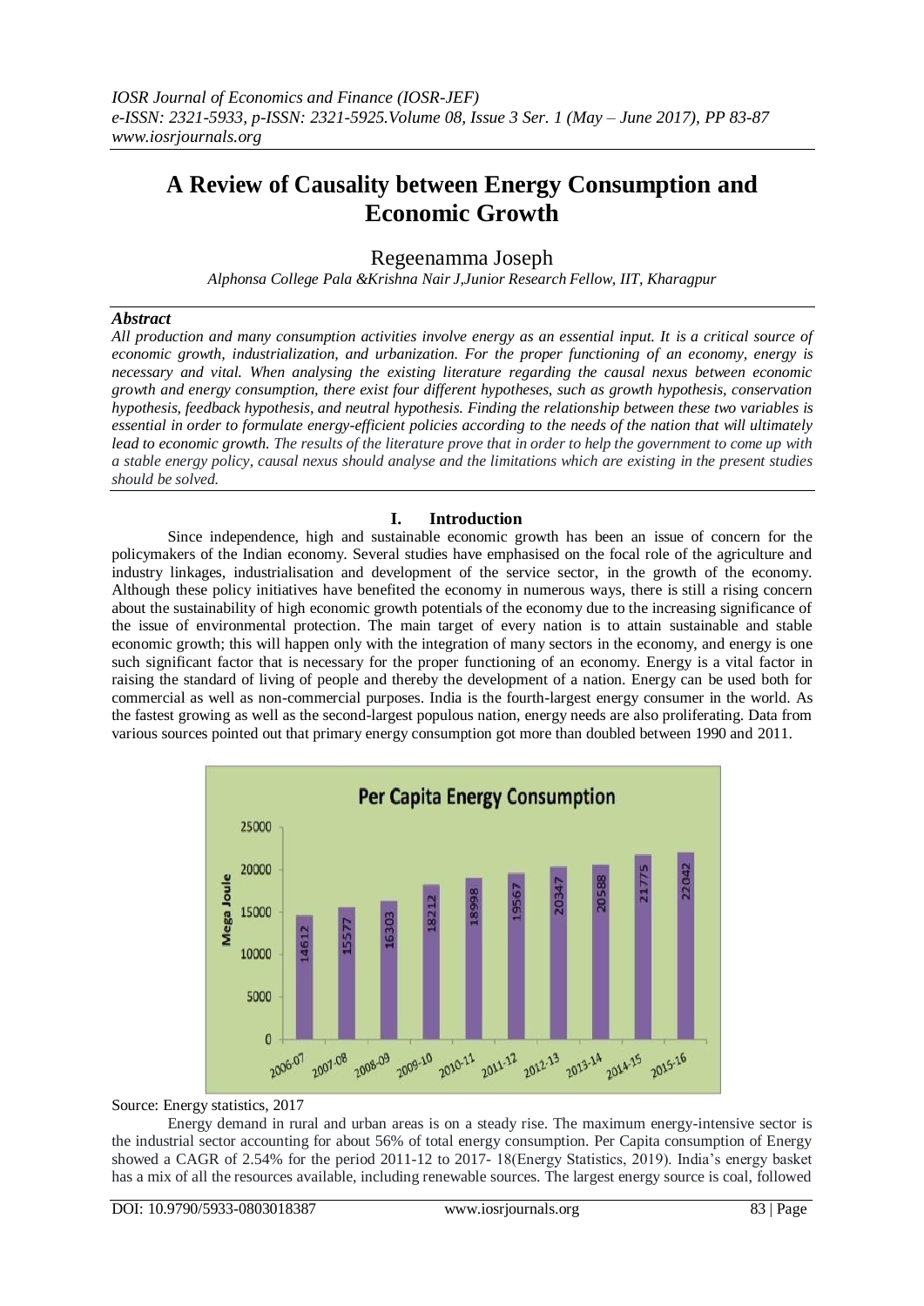# A Review of Causality between Energy Consumption and Economic Growth

Regeenamma Joseph

*Alphonsa College Pala &Krishna Nair J,Junior Research Fellow, IIT, Kharagpur*

## *Abstract*

*All production and many consumption activities involve energy as an essential input. It is a critical source of economic growth, industrialization, and urbanization. For the proper functioning of an economy, energy is necessary and vital. When analysing the existing literature regarding the causal nexus between economic growth and energy consumption, there exist four different hypotheses, such as growth hypothesis, conservation hypothesis, feedback hypothesis, and neutral hypothesis. Finding the relationship between these two variables is essential in order to formulate energy-efficient policies according to the needs of the nation that will ultimately lead to economic growth. The results of the literature prove that in order to help the government to come up with a stable energy policy, causal nexus should analyse and the limitations which are existing in the present studies should be solved.*

## I. Introduction

Since independence, high and sustainable economic growth has been an issue of concern for the policymakers of the Indian economy. Several studies have emphasised on the focal role of the agriculture and industry linkages, industrialisation and development of the service sector, in the growth of the economy. Although these policy initiatives have benefited the economy in numerous ways, there is still a rising concern about the sustainability of high economic growth potentials of the economy due to the increasing significance of the issue of environmental protection. The main target of every nation is to attain sustainable and stable economic growth; this will happen only with the integration of many sectors in the economy, and energy is one such significant factor that is necessary for the proper functioning of an economy. Energy is a vital factor in raising the standard of living of people and thereby the development of a nation. Energy can be used both for commercial as well as non-commercial purposes. India is the fourth-largest energy consumer in the world. As the fastest growing as well as the second-largest populous nation, energy needs are also proliferating. Data from various sources pointed out that primary energy consumption got more than doubled between 1990 and 2011.

**Per Capita Energy Consumption**

| Year | Mega Joule |
|---|---|
| 2006-07 | 14612 |
| 2007-08 | 15577 |
| 2008-09 | 16303 |
| 2009-10 | 18212 |
| 2010-11 | 18998 |
| 2011-12 | 19567 |
| 2012-13 | 20347 |
| 2013-14 | 20588 |
| 2014-15 | 21775 |
| 2015-16 | 22042 |

Source: Energy statistics, 2017

Energy demand in rural and urban areas is on a steady rise. The maximum energy-intensive sector is the industrial sector accounting for about 56% of total energy consumption. Per Capita consumption of Energy showed a CAGR of 2.54% for the period 2011-12 to 2017- 18(Energy Statistics, 2019). India's energy basket has a mix of all the resources available, including renewable sources. The largest energy source is coal, followed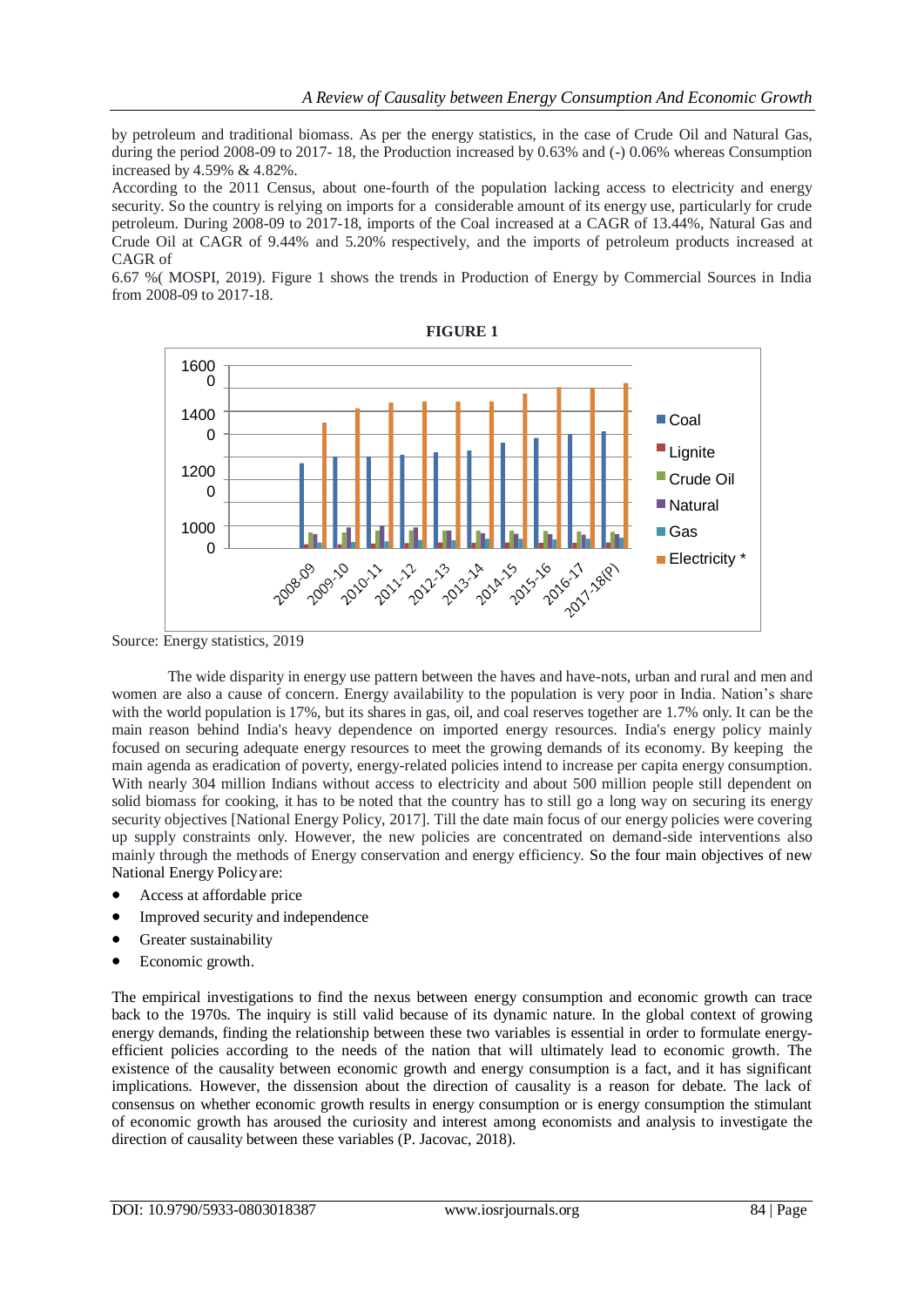by petroleum and traditional biomass. As per the energy statistics, in the case of Crude Oil and Natural Gas, during the period 2008-09 to 2017- 18, the Production increased by 0.63% and (-) 0.06% whereas Consumption increased by 4.59% & 4.82%.

According to the 2011 Census, about one-fourth of the population lacking access to electricity and energy security. So the country is relying on imports for a considerable amount of its energy use, particularly for crude petroleum. During 2008-09 to 2017-18, imports of the Coal increased at a CAGR of 13.44%, Natural Gas and Crude Oil at CAGR of 9.44% and 5.20% respectively, and the imports of petroleum products increased at CAGR of

6.67 %( MOSPI, 2019). Figure 1 shows the trends in Production of Energy by Commercial Sources in India from 2008-09 to 2017-18.

**FIGURE 1**

Source: Energy statistics, 2019

The wide disparity in energy use pattern between the haves and have-nots, urban and rural and men and women are also a cause of concern. Energy availability to the population is very poor in India. Nation's share with the world population is 17%, but its shares in gas, oil, and coal reserves together are 1.7% only. It can be the main reason behind India's heavy dependence on imported energy resources. India's energy policy mainly focused on securing adequate energy resources to meet the growing demands of its economy. By keeping the main agenda as eradication of poverty, energy-related policies intend to increase per capita energy consumption. With nearly 304 million Indians without access to electricity and about 500 million people still dependent on solid biomass for cooking, it has to be noted that the country has to still go a long way on securing its energy security objectives [National Energy Policy, 2017]. Till the date main focus of our energy policies were covering up supply constraints only. However, the new policies are concentrated on demand-side interventions also mainly through the methods of Energy conservation and energy efficiency. So the four main objectives of new National Energy Policy are:

- Access at affordable price
- Improved security and independence
- Greater sustainability
- Economic growth.

The empirical investigations to find the nexus between energy consumption and economic growth can trace back to the 1970s. The inquiry is still valid because of its dynamic nature. In the global context of growing energy demands, finding the relationship between these two variables is essential in order to formulate energy-efficient policies according to the needs of the nation that will ultimately lead to economic growth. The existence of the causality between economic growth and energy consumption is a fact, and it has significant implications. However, the dissension about the direction of causality is a reason for debate. The lack of consensus on whether economic growth results in energy consumption or is energy consumption the stimulant of economic growth has aroused the curiosity and interest among economists and analysis to investigate the direction of causality between these variables (P. Jacovac, 2018).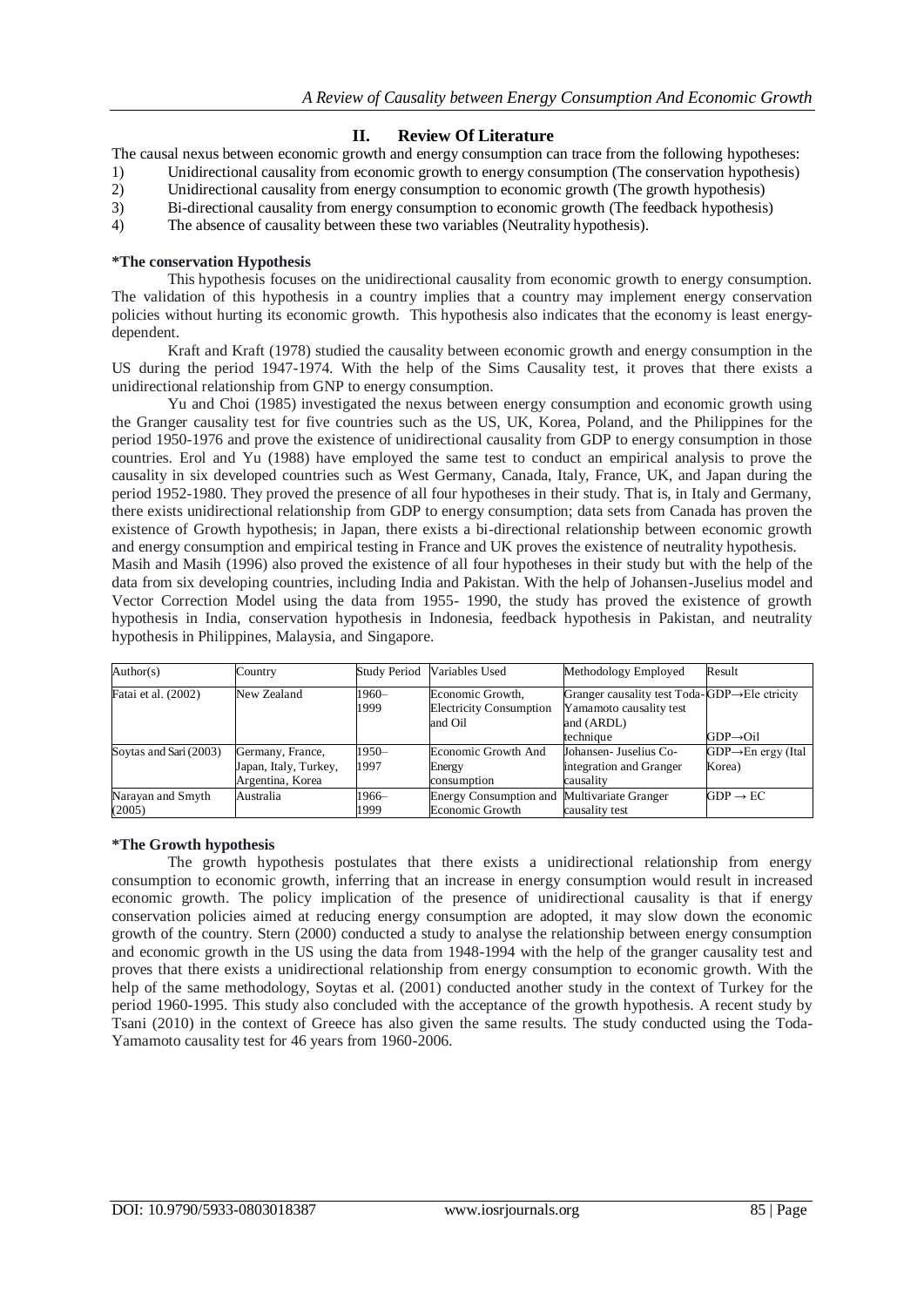## II. Review Of Literature

The causal nexus between economic growth and energy consumption can trace from the following hypotheses:

1) Unidirectional causality from economic growth to energy consumption (The conservation hypothesis)
2) Unidirectional causality from energy consumption to economic growth (The growth hypothesis)
3) Bi-directional causality from energy consumption to economic growth (The feedback hypothesis)
4) The absence of causality between these two variables (Neutrality hypothesis).

**\*The conservation Hypothesis**

This hypothesis focuses on the unidirectional causality from economic growth to energy consumption. The validation of this hypothesis in a country implies that a country may implement energy conservation policies without hurting its economic growth. This hypothesis also indicates that the economy is least energy-dependent.

Kraft and Kraft (1978) studied the causality between economic growth and energy consumption in the US during the period 1947-1974. With the help of the Sims Causality test, it proves that there exists a unidirectional relationship from GNP to energy consumption.

Yu and Choi (1985) investigated the nexus between energy consumption and economic growth using the Granger causality test for five countries such as the US, UK, Korea, Poland, and the Philippines for the period 1950-1976 and prove the existence of unidirectional causality from GDP to energy consumption in those countries. Erol and Yu (1988) have employed the same test to conduct an empirical analysis to prove the causality in six developed countries such as West Germany, Canada, Italy, France, UK, and Japan during the period 1952-1980. They proved the presence of all four hypotheses in their study. That is, in Italy and Germany, there exists unidirectional relationship from GDP to energy consumption; data sets from Canada has proven the existence of Growth hypothesis; in Japan, there exists a bi-directional relationship between economic growth and energy consumption and empirical testing in France and UK proves the existence of neutrality hypothesis.

Masih and Masih (1996) also proved the existence of all four hypotheses in their study but with the help of the data from six developing countries, including India and Pakistan. With the help of Johansen-Juselius model and Vector Correction Model using the data from 1955- 1990, the study has proved the existence of growth hypothesis in India, conservation hypothesis in Indonesia, feedback hypothesis in Pakistan, and neutrality hypothesis in Philippines, Malaysia, and Singapore.

| Author(s) | Country | Study Period | Variables Used | Methodology Employed | Result |
| --- | --- | --- | --- | --- | --- |
| Fatai et al. (2002) | New Zealand | 1960–1999 | Economic Growth, Electricity Consumption and Oil | Granger causality test Toda-Yamamoto causality test and (ARDL) technique | GDP→Ele ctricity GDP→Oil |
| Soytas and Sari (2003) | Germany, France, Japan, Italy, Turkey, Argentina, Korea | 1950–1997 | Economic Growth And Energy consumption | Johansen- Juselius Co-integration and Granger causality | GDP→En ergy (Ital Korea) |
| Narayan and Smyth (2005) | Australia | 1966–1999 | Energy Consumption and Economic Growth | Multivariate Granger causality test | GDP → EC |

**\*The Growth hypothesis**

The growth hypothesis postulates that there exists a unidirectional relationship from energy consumption to economic growth, inferring that an increase in energy consumption would result in increased economic growth. The policy implication of the presence of unidirectional causality is that if energy conservation policies aimed at reducing energy consumption are adopted, it may slow down the economic growth of the country. Stern (2000) conducted a study to analyse the relationship between energy consumption and economic growth in the US using the data from 1948-1994 with the help of the granger causality test and proves that there exists a unidirectional relationship from energy consumption to economic growth. With the help of the same methodology, Soytas et al. (2001) conducted another study in the context of Turkey for the period 1960-1995. This study also concluded with the acceptance of the growth hypothesis. A recent study by Tsani (2010) in the context of Greece has also given the same results. The study conducted using the Toda-Yamamoto causality test for 46 years from 1960-2006.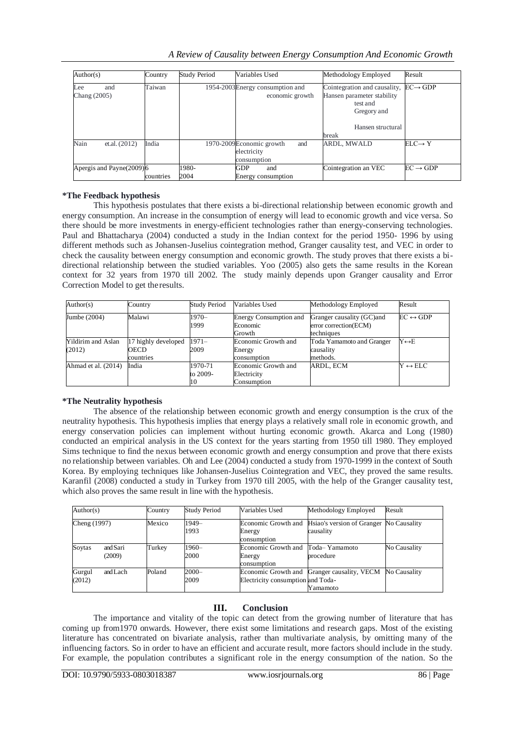| Author(s) | Country | Study Period | Variables Used | Methodology Employed | Result |
|---|---|---|---|---|---|
| Lee and Chang (2005) | Taiwan | 1954-2003 | Energy consumption and economic growth | Cointegration and causality, Hansen parameter stability test and Gregory and Hansen structural break | EC→ GDP |
| Nain et.al. (2012) | India | 1970-2009 | Economic growth and electricity consumption | ARDL, MWALD | ELC→ Y |
| Apergis and Payne(2009) | 6 countries | 1980-2004 | GDP and Energy consumption | Cointegration an VEC | EC → GDP |

**\*The Feedback hypothesis**

This hypothesis postulates that there exists a bi-directional relationship between economic growth and energy consumption. An increase in the consumption of energy will lead to economic growth and vice versa. So there should be more investments in energy-efficient technologies rather than energy-conserving technologies. Paul and Bhattacharya (2004) conducted a study in the Indian context for the period 1950- 1996 by using different methods such as Johansen-Juselius cointegration method, Granger causality test, and VEC in order to check the causality between energy consumption and economic growth. The study proves that there exists a bi-directional relationship between the studied variables. Yoo (2005) also gets the same results in the Korean context for 32 years from 1970 till 2002. The study mainly depends upon Granger causality and Error Correction Model to get the results.

| Author(s) | Country | Study Period | Variables Used | Methodology Employed | Result |
|---|---|---|---|---|---|
| Jumbe (2004) | Malawi | 1970–1999 | Energy Consumption and Economic Growth | Granger causality (GC)and error correction(ECM) techniques | EC ↔ GDP |
| Yildirim and Aslan (2012) | 17 highly developed OECD countries | 1971–2009 | Economic Growth and Energy consumption | Toda Yamamoto and Granger causality methods. | Y↔E |
| Ahmad et al. (2014) | India | 1970-71 to 2009-10 | Economic Growth and Electricity Consumption | ARDL, ECM | Y ↔ ELC |

**\*The Neutrality hypothesis**

The absence of the relationship between economic growth and energy consumption is the crux of the neutrality hypothesis. This hypothesis implies that energy plays a relatively small role in economic growth, and energy conservation policies can implement without hurting economic growth. Akarca and Long (1980) conducted an empirical analysis in the US context for the years starting from 1950 till 1980. They employed Sims technique to find the nexus between economic growth and energy consumption and prove that there exists no relationship between variables. Oh and Lee (2004) conducted a study from 1970-1999 in the context of South Korea. By employing techniques like Johansen-Juselius Cointegration and VEC, they proved the same results. Karanfil (2008) conducted a study in Turkey from 1970 till 2005, with the help of the Granger causality test, which also proves the same result in line with the hypothesis.

| Author(s) | Country | Study Period | Variables Used | Methodology Employed | Result |
|---|---|---|---|---|---|
| Cheng (1997) | Mexico | 1949–1993 | Economic Growth and Energy consumption | Hsiao's version of Granger causality | No Causality |
| Soytas and Sari (2009) | Turkey | 1960–2000 | Economic Growth and Energy consumption | Toda– Yamamoto procedure | No Causality |
| Gurgul and Lach (2012) | Poland | 2000–2009 | Economic Growth and Electricity consumption | Granger causality, VECM and Toda-Yamamoto | No Causality |

## III. Conclusion

The importance and vitality of the topic can detect from the growing number of literature that has coming up from1970 onwards. However, there exist some limitations and research gaps. Most of the existing literature has concentrated on bivariate analysis, rather than multivariate analysis, by omitting many of the influencing factors. So in order to have an efficient and accurate result, more factors should include in the study. For example, the population contributes a significant role in the energy consumption of the nation. So the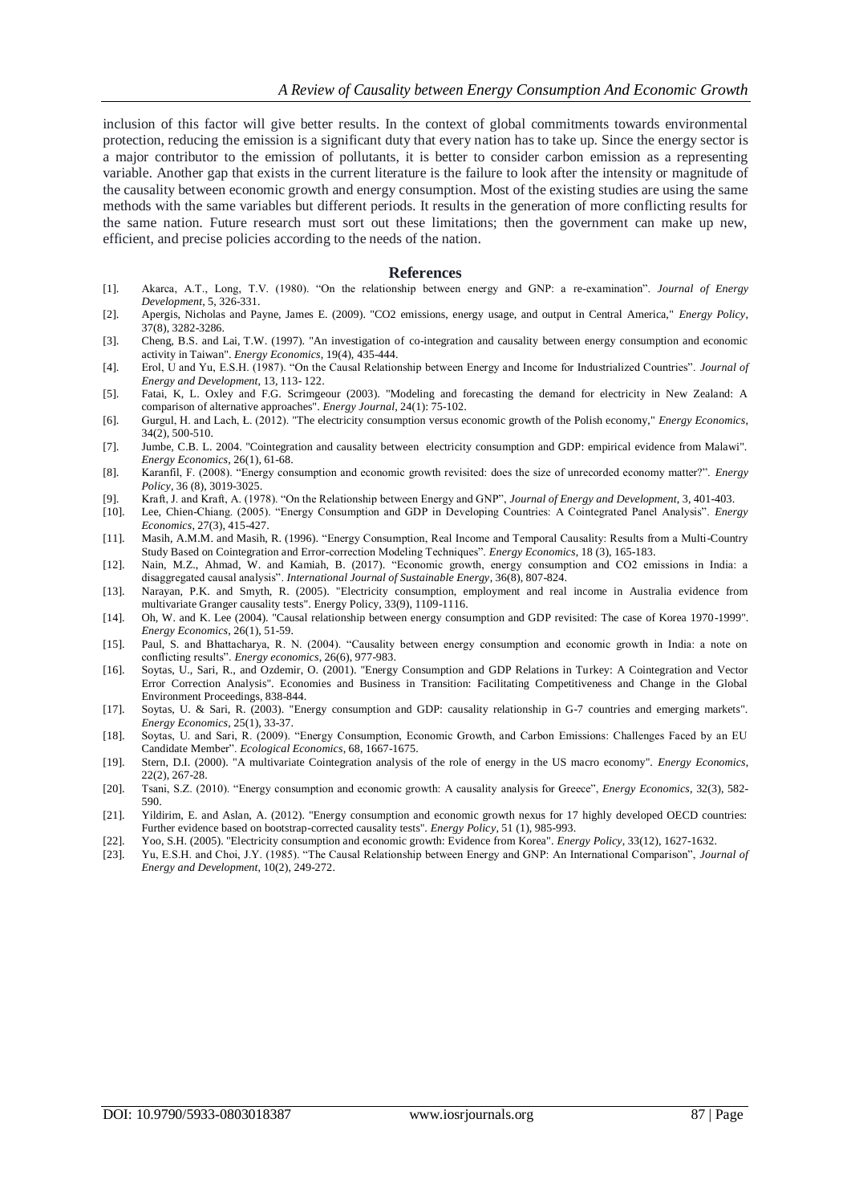inclusion of this factor will give better results. In the context of global commitments towards environmental protection, reducing the emission is a significant duty that every nation has to take up. Since the energy sector is a major contributor to the emission of pollutants, it is better to consider carbon emission as a representing variable. Another gap that exists in the current literature is the failure to look after the intensity or magnitude of the causality between economic growth and energy consumption. Most of the existing studies are using the same methods with the same variables but different periods. It results in the generation of more conflicting results for the same nation. Future research must sort out these limitations; then the government can make up new, efficient, and precise policies according to the needs of the nation.

## References

[1]. Akarca, A.T., Long, T.V. (1980). "On the relationship between energy and GNP: a re-examination". *Journal of Energy Development*, 5, 326-331.

[2]. Apergis, Nicholas and Payne, James E. (2009). "CO2 emissions, energy usage, and output in Central America," *Energy Policy*, 37(8), 3282-3286.

[3]. Cheng, B.S. and Lai, T.W. (1997). "An investigation of co-integration and causality between energy consumption and economic activity in Taiwan". *Energy Economics*, 19(4), 435-444.

[4]. Erol, U and Yu, E.S.H. (1987). "On the Causal Relationship between Energy and Income for Industrialized Countries". *Journal of Energy and Development*, 13, 113- 122.

[5]. Fatai, K, L. Oxley and F.G. Scrimgeour (2003). "Modeling and forecasting the demand for electricity in New Zealand: A comparison of alternative approaches". *Energy Journal*, 24(1): 75-102.

[6]. Gurgul, H. and Lach, Ł. (2012). "The electricity consumption versus economic growth of the Polish economy," *Energy Economics*, 34(2), 500-510.

[7]. Jumbe, C.B. L. 2004. "Cointegration and causality between electricity consumption and GDP: empirical evidence from Malawi". *Energy Economics*, 26(1), 61-68.

[8]. Karanfil, F. (2008). "Energy consumption and economic growth revisited: does the size of unrecorded economy matter?". *Energy Policy*, 36 (8), 3019-3025.

[9]. Kraft, J. and Kraft, A. (1978). "On the Relationship between Energy and GNP", *Journal of Energy and Development*, 3, 401-403.

[10]. Lee, Chien-Chiang. (2005). "Energy Consumption and GDP in Developing Countries: A Cointegrated Panel Analysis". *Energy Economics*, 27(3), 415-427.

[11]. Masih, A.M.M. and Masih, R. (1996). "Energy Consumption, Real Income and Temporal Causality: Results from a Multi-Country Study Based on Cointegration and Error-correction Modeling Techniques". *Energy Economics*, 18 (3), 165-183.

[12]. Nain, M.Z., Ahmad, W. and Kamiah, B. (2017). "Economic growth, energy consumption and CO2 emissions in India: a disaggregated causal analysis". *International Journal of Sustainable Energy*, 36(8), 807-824.

[13]. Narayan, P.K. and Smyth, R. (2005). "Electricity consumption, employment and real income in Australia evidence from multivariate Granger causality tests". Energy Policy, 33(9), 1109-1116.

[14]. Oh, W. and K. Lee (2004). "Causal relationship between energy consumption and GDP revisited: The case of Korea 1970-1999". *Energy Economics*, 26(1), 51-59.

[15]. Paul, S. and Bhattacharya, R. N. (2004). "Causality between energy consumption and economic growth in India: a note on conflicting results". *Energy economics*, 26(6), 977-983.

[16]. Soytas, U., Sari, R., and Ozdemir, O. (2001). "Energy Consumption and GDP Relations in Turkey: A Cointegration and Vector Error Correction Analysis". Economies and Business in Transition: Facilitating Competitiveness and Change in the Global Environment Proceedings, 838-844.

[17]. Soytas, U. & Sari, R. (2003). "Energy consumption and GDP: causality relationship in G-7 countries and emerging markets". *Energy Economics*, 25(1), 33-37.

[18]. Soytas, U. and Sari, R. (2009). "Energy Consumption, Economic Growth, and Carbon Emissions: Challenges Faced by an EU Candidate Member". *Ecological Economics*, 68, 1667-1675.

[19]. Stern, D.I. (2000). "A multivariate Cointegration analysis of the role of energy in the US macro economy". *Energy Economics*, 22(2), 267-28.

[20]. Tsani, S.Z. (2010). "Energy consumption and economic growth: A causality analysis for Greece", *Energy Economics*, 32(3), 582-590.

[21]. Yildirim, E. and Aslan, A. (2012). "Energy consumption and economic growth nexus for 17 highly developed OECD countries: Further evidence based on bootstrap-corrected causality tests". *Energy Policy*, 51 (1), 985-993.

[22]. Yoo, S.H. (2005). "Electricity consumption and economic growth: Evidence from Korea". *Energy Policy*, 33(12), 1627-1632.

[23]. Yu, E.S.H. and Choi, J.Y. (1985). "The Causal Relationship between Energy and GNP: An International Comparison", *Journal of Energy and Development*, 10(2), 249-272.